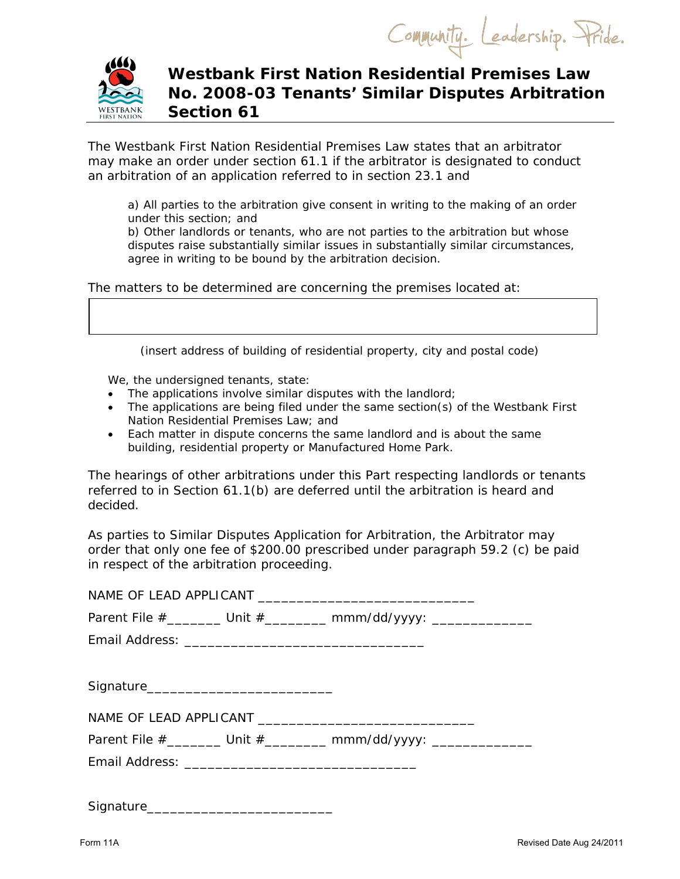# Westbank First Nation Residential Premises Law No. 2008-03 Tenants' Similar Disputes Arbitration Section 61

The Westbank First Nation Residential Premises Law states that an arbitrator may make an order under section 61.1 if the arbitrator is designated to conduct an arbitration of an application referred to in section 23.1 and

> a) All parties to the arbitration give consent in writing to the making of an order under this section; and
> b) Other landlords or tenants, who are not parties to the arbitration but whose disputes raise substantially similar issues in substantially similar circumstances, agree in writing to be bound by the arbitration decision.

The matters to be determined are concerning the premises located at:

| |
|---|
| |

*(insert address of building of residential property, city and postal code)*

We, the undersigned tenants, state:

- The applications involve similar disputes with the landlord;
- The applications are being filed under the same section(s) of the Westbank First Nation Residential Premises Law; and
- Each matter in dispute concerns the same landlord and is about the same building, residential property or Manufactured Home Park.

The hearings of other arbitrations under this Part respecting landlords or tenants referred to in Section 61.1(b) are deferred until the arbitration is heard and decided.

As parties to Similar Disputes Application for Arbitration, the Arbitrator may order that only one fee of $200.00 prescribed under paragraph 59.2 (c) be paid in respect of the arbitration proceeding.

NAME OF LEAD APPLICANT ____________________________

Parent File #_______ Unit #________ mmm/dd/yyyy: _____________

Email Address: _______________________________

Signature________________________

NAME OF LEAD APPLICANT ____________________________

Parent File #_______ Unit #________ mmm/dd/yyyy: _____________

Email Address: ______________________________

Signature________________________

Form 11A

Revised Date Aug 24/2011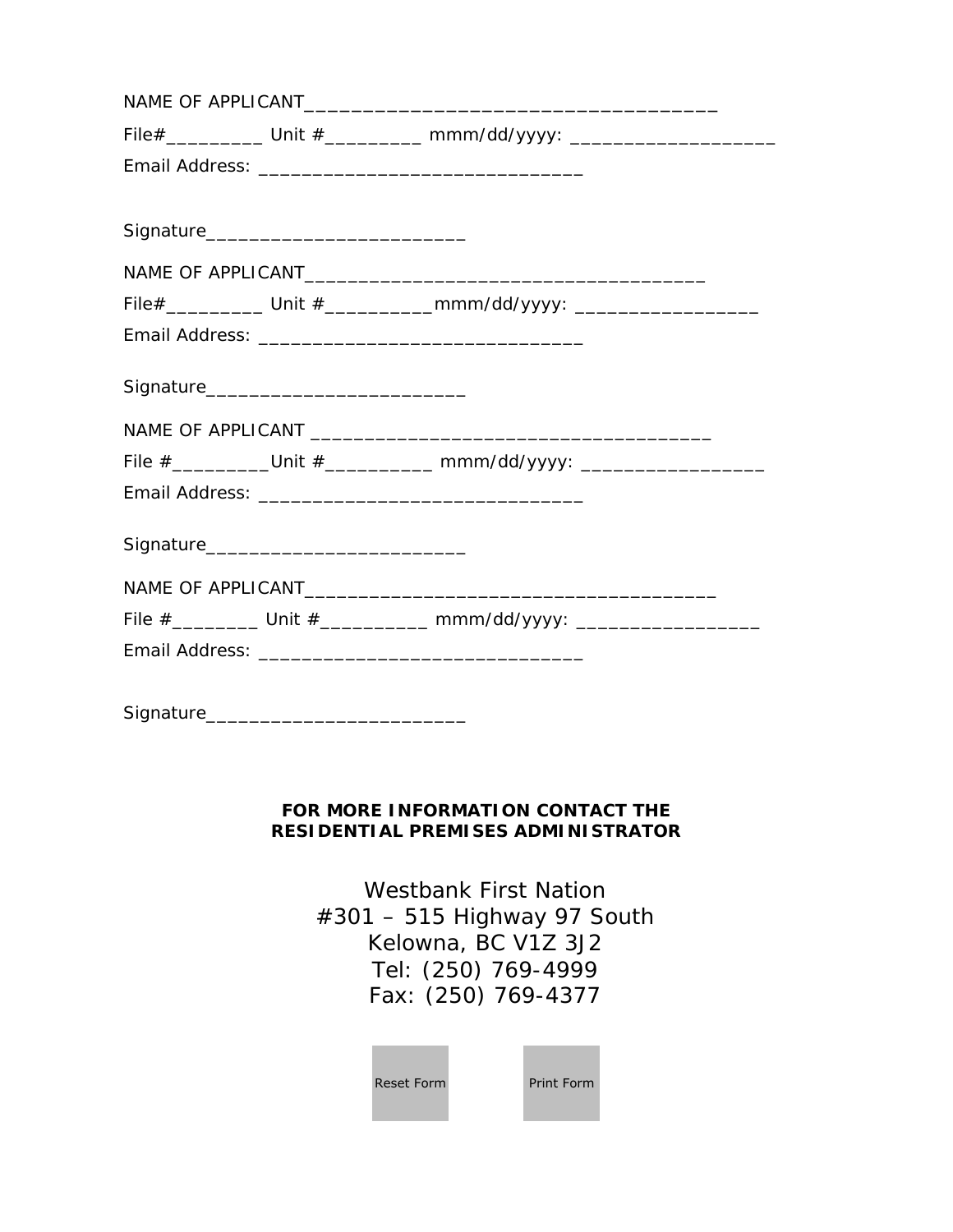NAME OF APPLICANT_____________________________________

File#_________ Unit #_________ mmm/dd/yyyy: ___________________

Email Address: ______________________________

Signature________________________

NAME OF APPLICANT____________________________________

File#_________ Unit #__________mmm/dd/yyyy: _________________

Email Address: ______________________________

Signature________________________

NAME OF APPLICANT ____________________________________

File #_________Unit #__________ mmm/dd/yyyy: _________________

Email Address: ______________________________

Signature________________________

NAME OF APPLICANT______________________________________

File #________ Unit #__________ mmm/dd/yyyy: _________________

Email Address: ______________________________

Signature________________________

**FOR MORE INFORMATION CONTACT THE RESIDENTIAL PREMISES ADMINISTRATOR**

Westbank First Nation
#301 – 515 Highway 97 South
Kelowna, BC V1Z 3J2
Tel: (250) 769-4999
Fax: (250) 769-4377

Reset Form    Print Form